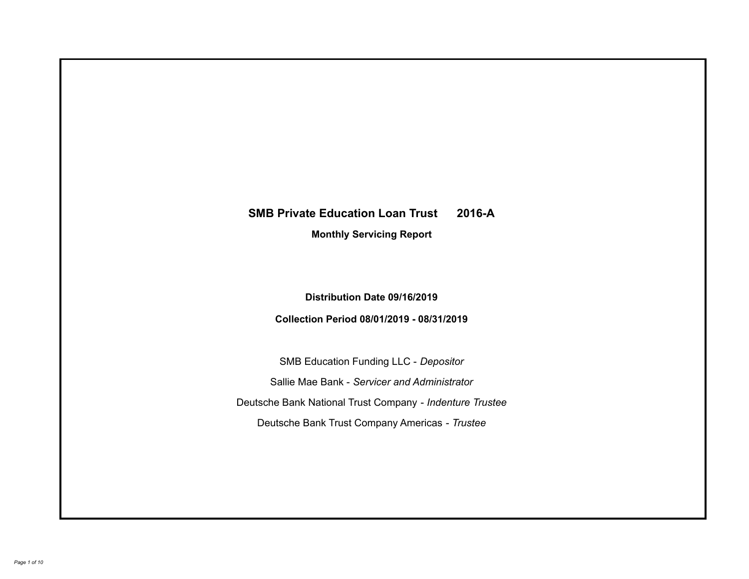# SMB Private Education Loan Trust 2016-A

## Monthly Servicing Report

**Distribution Date 09/16/2019**

**Collection Period 08/01/2019 - 08/31/2019**

SMB Education Funding LLC - *Depositor*

Sallie Mae Bank - *Servicer and Administrator*

Deutsche Bank National Trust Company - *Indenture Trustee*

Deutsche Bank Trust Company Americas - *Trustee*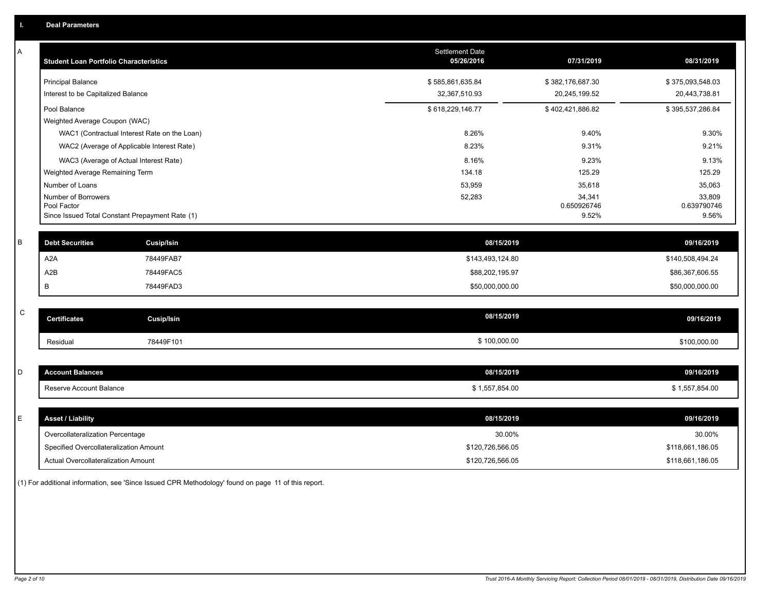## I. Deal Parameters

### A

| Student Loan Portfolio Characteristics | Settlement Date 05/26/2016 | 07/31/2019 | 08/31/2019 |
|---|---|---|---|
| Principal Balance | $ 585,861,635.84 | $ 382,176,687.30 | $ 375,093,548.03 |
| Interest to be Capitalized Balance | 32,367,510.93 | 20,245,199.52 | 20,443,738.81 |
| Pool Balance | $ 618,229,146.77 | $ 402,421,886.82 | $ 395,537,286.84 |
| Weighted Average Coupon (WAC) | | | |
| WAC1 (Contractual Interest Rate on the Loan) | 8.26% | 9.40% | 9.30% |
| WAC2 (Average of Applicable Interest Rate) | 8.23% | 9.31% | 9.21% |
| WAC3 (Average of Actual Interest Rate) | 8.16% | 9.23% | 9.13% |
| Weighted Average Remaining Term | 134.18 | 125.29 | 125.29 |
| Number of Loans | 53,959 | 35,618 | 35,063 |
| Number of Borrowers | 52,283 | 34,341 | 33,809 |
| Pool Factor | | 0.650926746 | 0.639790746 |
| Since Issued Total Constant Prepayment Rate (1) | | 9.52% | 9.56% |

### B

| Debt Securities | Cusip/Isin | 08/15/2019 | 09/16/2019 |
|---|---|---|---|
| A2A | 78449FAB7 | $143,493,124.80 | $140,508,494.24 |
| A2B | 78449FAC5 | $88,202,195.97 | $86,367,606.55 |
| B | 78449FAD3 | $50,000,000.00 | $50,000,000.00 |

### C

| Certificates | Cusip/Isin | 08/15/2019 | 09/16/2019 |
|---|---|---|---|
| Residual | 78449F101 | $ 100,000.00 | $100,000.00 |

### D

| Account Balances | 08/15/2019 | 09/16/2019 |
|---|---|---|
| Reserve Account Balance | $ 1,557,854.00 | $ 1,557,854.00 |

### E

| Asset / Liability | 08/15/2019 | 09/16/2019 |
|---|---|---|
| Overcollateralization Percentage | 30.00% | 30.00% |
| Specified Overcollateralization Amount | $120,726,566.05 | $118,661,186.05 |
| Actual Overcollateralization Amount | $120,726,566.05 | $118,661,186.05 |

(1) For additional information, see 'Since Issued CPR Methodology' found on page 11 of this report.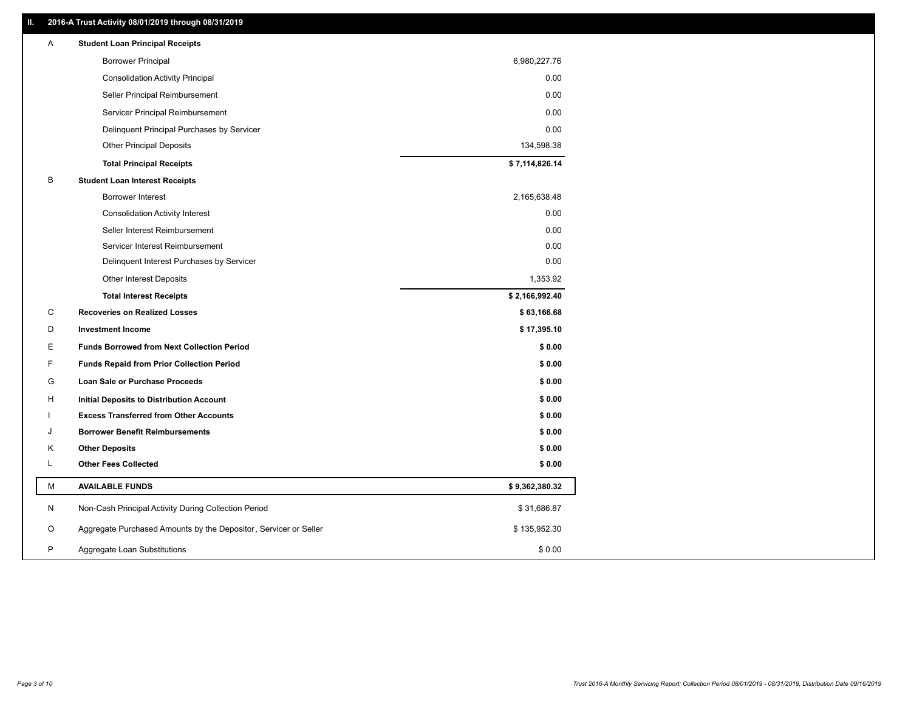## II. 2016-A Trust Activity 08/01/2019 through 08/31/2019

| | | |
|---|---|---|
| A | **Student Loan Principal Receipts** | |
| | Borrower Principal | 6,980,227.76 |
| | Consolidation Activity Principal | 0.00 |
| | Seller Principal Reimbursement | 0.00 |
| | Servicer Principal Reimbursement | 0.00 |
| | Delinquent Principal Purchases by Servicer | 0.00 |
| | Other Principal Deposits | 134,598.38 |
| | **Total Principal Receipts** | **$ 7,114,826.14** |
| B | **Student Loan Interest Receipts** | |
| | Borrower Interest | 2,165,638.48 |
| | Consolidation Activity Interest | 0.00 |
| | Seller Interest Reimbursement | 0.00 |
| | Servicer Interest Reimbursement | 0.00 |
| | Delinquent Interest Purchases by Servicer | 0.00 |
| | Other Interest Deposits | 1,353.92 |
| | **Total Interest Receipts** | **$ 2,166,992.40** |
| C | **Recoveries on Realized Losses** | **$ 63,166.68** |
| D | **Investment Income** | **$ 17,395.10** |
| E | **Funds Borrowed from Next Collection Period** | **$ 0.00** |
| F | **Funds Repaid from Prior Collection Period** | **$ 0.00** |
| G | **Loan Sale or Purchase Proceeds** | **$ 0.00** |
| H | **Initial Deposits to Distribution Account** | **$ 0.00** |
| I | **Excess Transferred from Other Accounts** | **$ 0.00** |
| J | **Borrower Benefit Reimbursements** | **$ 0.00** |
| K | **Other Deposits** | **$ 0.00** |
| L | **Other Fees Collected** | **$ 0.00** |
| M | **AVAILABLE FUNDS** | **$ 9,362,380.32** |
| N | Non-Cash Principal Activity During Collection Period | $ 31,686.87 |
| O | Aggregate Purchased Amounts by the Depositor, Servicer or Seller | $ 135,952.30 |
| P | Aggregate Loan Substitutions | $ 0.00 |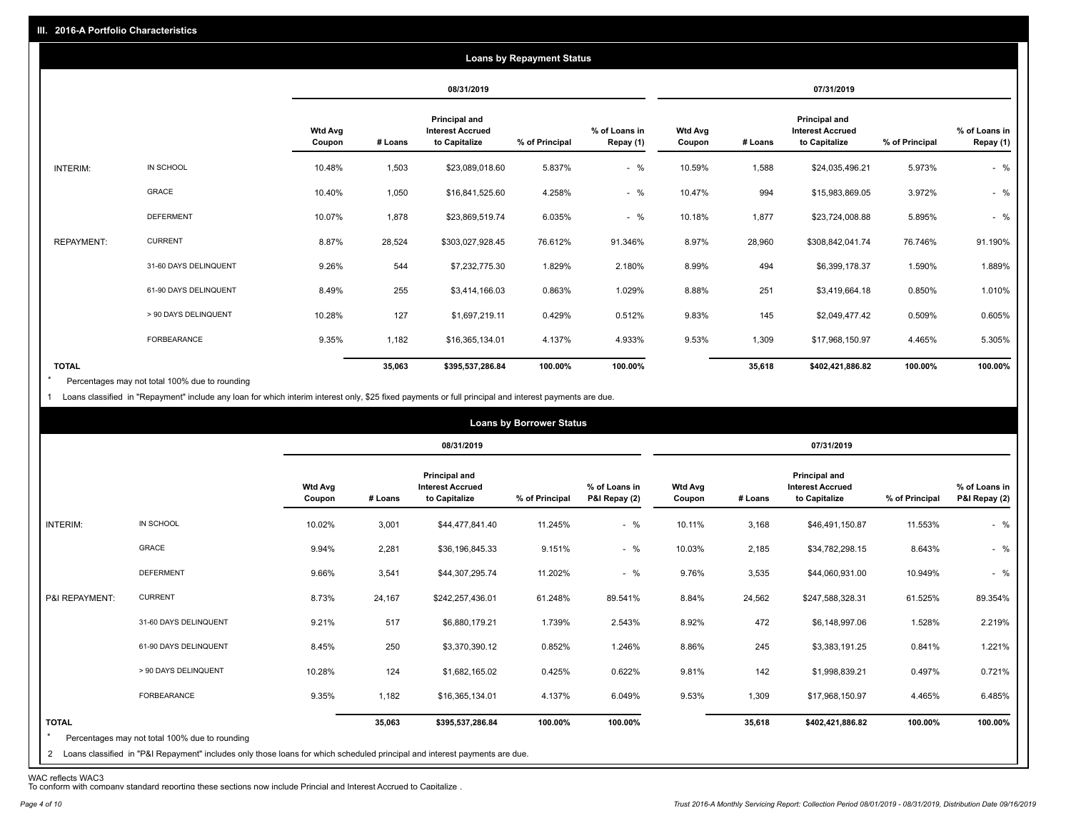## III. 2016-A Portfolio Characteristics

### Loans by Repayment Status

| | | 08/31/2019 | | | | | 07/31/2019 | | | | |
|---|---|---|---|---|---|---|---|---|---|---|---|
| | | Wtd Avg Coupon | # Loans | Principal and Interest Accrued to Capitalize | % of Principal | % of Loans in Repay (1) | Wtd Avg Coupon | # Loans | Principal and Interest Accrued to Capitalize | % of Principal | % of Loans in Repay (1) |
| INTERIM: | IN SCHOOL | 10.48% | 1,503 | $23,089,018.60 | 5.837% | - % | 10.59% | 1,588 | $24,035,496.21 | 5.973% | - % |
| | GRACE | 10.40% | 1,050 | $16,841,525.60 | 4.258% | - % | 10.47% | 994 | $15,983,869.05 | 3.972% | - % |
| | DEFERMENT | 10.07% | 1,878 | $23,869,519.74 | 6.035% | - % | 10.18% | 1,877 | $23,724,008.88 | 5.895% | - % |
| REPAYMENT: | CURRENT | 8.87% | 28,524 | $303,027,928.45 | 76.612% | 91.346% | 8.97% | 28,960 | $308,842,041.74 | 76.746% | 91.190% |
| | 31-60 DAYS DELINQUENT | 9.26% | 544 | $7,232,775.30 | 1.829% | 2.180% | 8.99% | 494 | $6,399,178.37 | 1.590% | 1.889% |
| | 61-90 DAYS DELINQUENT | 8.49% | 255 | $3,414,166.03 | 0.863% | 1.029% | 8.88% | 251 | $3,419,664.18 | 0.850% | 1.010% |
| | > 90 DAYS DELINQUENT | 10.28% | 127 | $1,697,219.11 | 0.429% | 0.512% | 9.83% | 145 | $2,049,477.42 | 0.509% | 0.605% |
| | FORBEARANCE | 9.35% | 1,182 | $16,365,134.01 | 4.137% | 4.933% | 9.53% | 1,309 | $17,968,150.97 | 4.465% | 5.305% |
| TOTAL | | | 35,063 | $395,537,286.84 | 100.00% | 100.00% | | 35,618 | $402,421,886.82 | 100.00% | 100.00% |

\* Percentages may not total 100% due to rounding

1 Loans classified in "Repayment" include any loan for which interim interest only, $25 fixed payments or full principal and interest payments are due.

### Loans by Borrower Status

| | | 08/31/2019 | | | | | 07/31/2019 | | | | |
|---|---|---|---|---|---|---|---|---|---|---|---|
| | | Wtd Avg Coupon | # Loans | Principal and Interest Accrued to Capitalize | % of Principal | % of Loans in P&I Repay (2) | Wtd Avg Coupon | # Loans | Principal and Interest Accrued to Capitalize | % of Principal | % of Loans in P&I Repay (2) |
| INTERIM: | IN SCHOOL | 10.02% | 3,001 | $44,477,841.40 | 11.245% | - % | 10.11% | 3,168 | $46,491,150.87 | 11.553% | - % |
| | GRACE | 9.94% | 2,281 | $36,196,845.33 | 9.151% | - % | 10.03% | 2,185 | $34,782,298.15 | 8.643% | - % |
| | DEFERMENT | 9.66% | 3,541 | $44,307,295.74 | 11.202% | - % | 9.76% | 3,535 | $44,060,931.00 | 10.949% | - % |
| P&I REPAYMENT: | CURRENT | 8.73% | 24,167 | $242,257,436.01 | 61.248% | 89.541% | 8.84% | 24,562 | $247,588,328.31 | 61.525% | 89.354% |
| | 31-60 DAYS DELINQUENT | 9.21% | 517 | $6,880,179.21 | 1.739% | 2.543% | 8.92% | 472 | $6,148,997.06 | 1.528% | 2.219% |
| | 61-90 DAYS DELINQUENT | 8.45% | 250 | $3,370,390.12 | 0.852% | 1.246% | 8.86% | 245 | $3,383,191.25 | 0.841% | 1.221% |
| | > 90 DAYS DELINQUENT | 10.28% | 124 | $1,682,165.02 | 0.425% | 0.622% | 9.81% | 142 | $1,998,839.21 | 0.497% | 0.721% |
| | FORBEARANCE | 9.35% | 1,182 | $16,365,134.01 | 4.137% | 6.049% | 9.53% | 1,309 | $17,968,150.97 | 4.465% | 6.485% |
| TOTAL | | | 35,063 | $395,537,286.84 | 100.00% | 100.00% | | 35,618 | $402,421,886.82 | 100.00% | 100.00% |

\* Percentages may not total 100% due to rounding

2 Loans classified in "P&I Repayment" includes only those loans for which scheduled principal and interest payments are due.

WAC reflects WAC3

To conform with company standard reporting these sections now include Princial and Interest Accrued to Capitalize .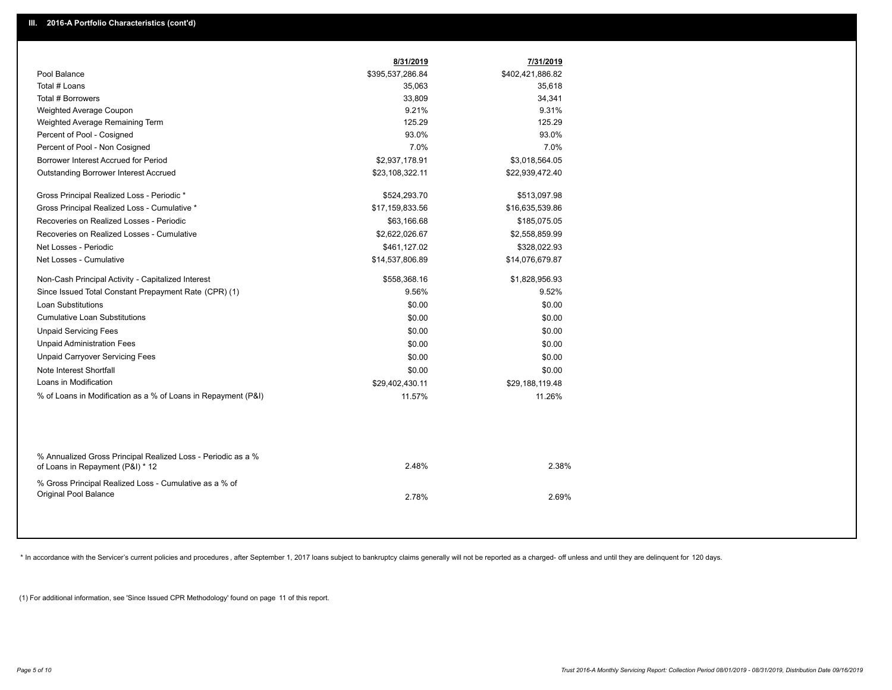## III. 2016-A Portfolio Characteristics (cont'd)

| | 8/31/2019 | 7/31/2019 |
|---|---|---|
| Pool Balance | $395,537,286.84 | $402,421,886.82 |
| Total # Loans | 35,063 | 35,618 |
| Total # Borrowers | 33,809 | 34,341 |
| Weighted Average Coupon | 9.21% | 9.31% |
| Weighted Average Remaining Term | 125.29 | 125.29 |
| Percent of Pool - Cosigned | 93.0% | 93.0% |
| Percent of Pool - Non Cosigned | 7.0% | 7.0% |
| Borrower Interest Accrued for Period | $2,937,178.91 | $3,018,564.05 |
| Outstanding Borrower Interest Accrued | $23,108,322.11 | $22,939,472.40 |
| Gross Principal Realized Loss - Periodic * | $524,293.70 | $513,097.98 |
| Gross Principal Realized Loss - Cumulative * | $17,159,833.56 | $16,635,539.86 |
| Recoveries on Realized Losses - Periodic | $63,166.68 | $185,075.05 |
| Recoveries on Realized Losses - Cumulative | $2,622,026.67 | $2,558,859.99 |
| Net Losses - Periodic | $461,127.02 | $328,022.93 |
| Net Losses - Cumulative | $14,537,806.89 | $14,076,679.87 |
| Non-Cash Principal Activity - Capitalized Interest | $558,368.16 | $1,828,956.93 |
| Since Issued Total Constant Prepayment Rate (CPR) (1) | 9.56% | 9.52% |
| Loan Substitutions | $0.00 | $0.00 |
| Cumulative Loan Substitutions | $0.00 | $0.00 |
| Unpaid Servicing Fees | $0.00 | $0.00 |
| Unpaid Administration Fees | $0.00 | $0.00 |
| Unpaid Carryover Servicing Fees | $0.00 | $0.00 |
| Note Interest Shortfall | $0.00 | $0.00 |
| Loans in Modification | $29,402,430.11 | $29,188,119.48 |
| % of Loans in Modification as a % of Loans in Repayment (P&I) | 11.57% | 11.26% |
| % Annualized Gross Principal Realized Loss - Periodic as a % of Loans in Repayment (P&I) * 12 | 2.48% | 2.38% |
| % Gross Principal Realized Loss - Cumulative as a % of Original Pool Balance | 2.78% | 2.69% |

* In accordance with the Servicer's current policies and procedures, after September 1, 2017 loans subject to bankruptcy claims generally will not be reported as a charged- off unless and until they are delinquent for 120 days.

(1) For additional information, see 'Since Issued CPR Methodology' found on page 11 of this report.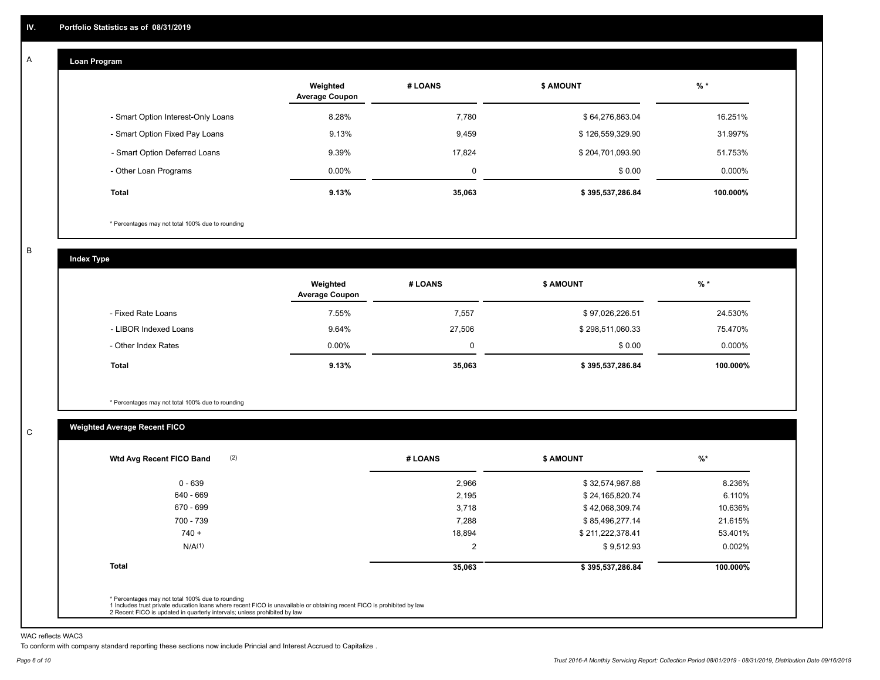## IV. Portfolio Statistics as of 08/31/2019

### A. Loan Program

| | Weighted Average Coupon | # LOANS | $ AMOUNT | % * |
|---|---|---|---|---|
| - Smart Option Interest-Only Loans | 8.28% | 7,780 | $ 64,276,863.04 | 16.251% |
| - Smart Option Fixed Pay Loans | 9.13% | 9,459 | $ 126,559,329.90 | 31.997% |
| - Smart Option Deferred Loans | 9.39% | 17,824 | $ 204,701,093.90 | 51.753% |
| - Other Loan Programs | 0.00% | 0 | $ 0.00 | 0.000% |
| **Total** | **9.13%** | **35,063** | **$ 395,537,286.84** | **100.000%** |

\* Percentages may not total 100% due to rounding

### B. Index Type

| | Weighted Average Coupon | # LOANS | $ AMOUNT | % * |
|---|---|---|---|---|
| - Fixed Rate Loans | 7.55% | 7,557 | $ 97,026,226.51 | 24.530% |
| - LIBOR Indexed Loans | 9.64% | 27,506 | $ 298,511,060.33 | 75.470% |
| - Other Index Rates | 0.00% | 0 | $ 0.00 | 0.000% |
| **Total** | **9.13%** | **35,063** | **$ 395,537,286.84** | **100.000%** |

\* Percentages may not total 100% due to rounding

### C. Weighted Average Recent FICO

| Wtd Avg Recent FICO Band (2) | # LOANS | $ AMOUNT | %* |
|---|---|---|---|
| 0 - 639 | 2,966 | $ 32,574,987.88 | 8.236% |
| 640 - 669 | 2,195 | $ 24,165,820.74 | 6.110% |
| 670 - 699 | 3,718 | $ 42,068,309.74 | 10.636% |
| 700 - 739 | 7,288 | $ 85,496,277.14 | 21.615% |
| 740 + | 18,894 | $ 211,222,378.41 | 53.401% |
| N/A(1) | 2 | $ 9,512.93 | 0.002% |
| **Total** | **35,063** | **$ 395,537,286.84** | **100.000%** |

\* Percentages may not total 100% due to rounding
1 Includes trust private education loans where recent FICO is unavailable or obtaining recent FICO is prohibited by law
2 Recent FICO is updated in quarterly intervals; unless prohibited by law

WAC reflects WAC3
To conform with company standard reporting these sections now include Princial and Interest Accrued to Capitalize .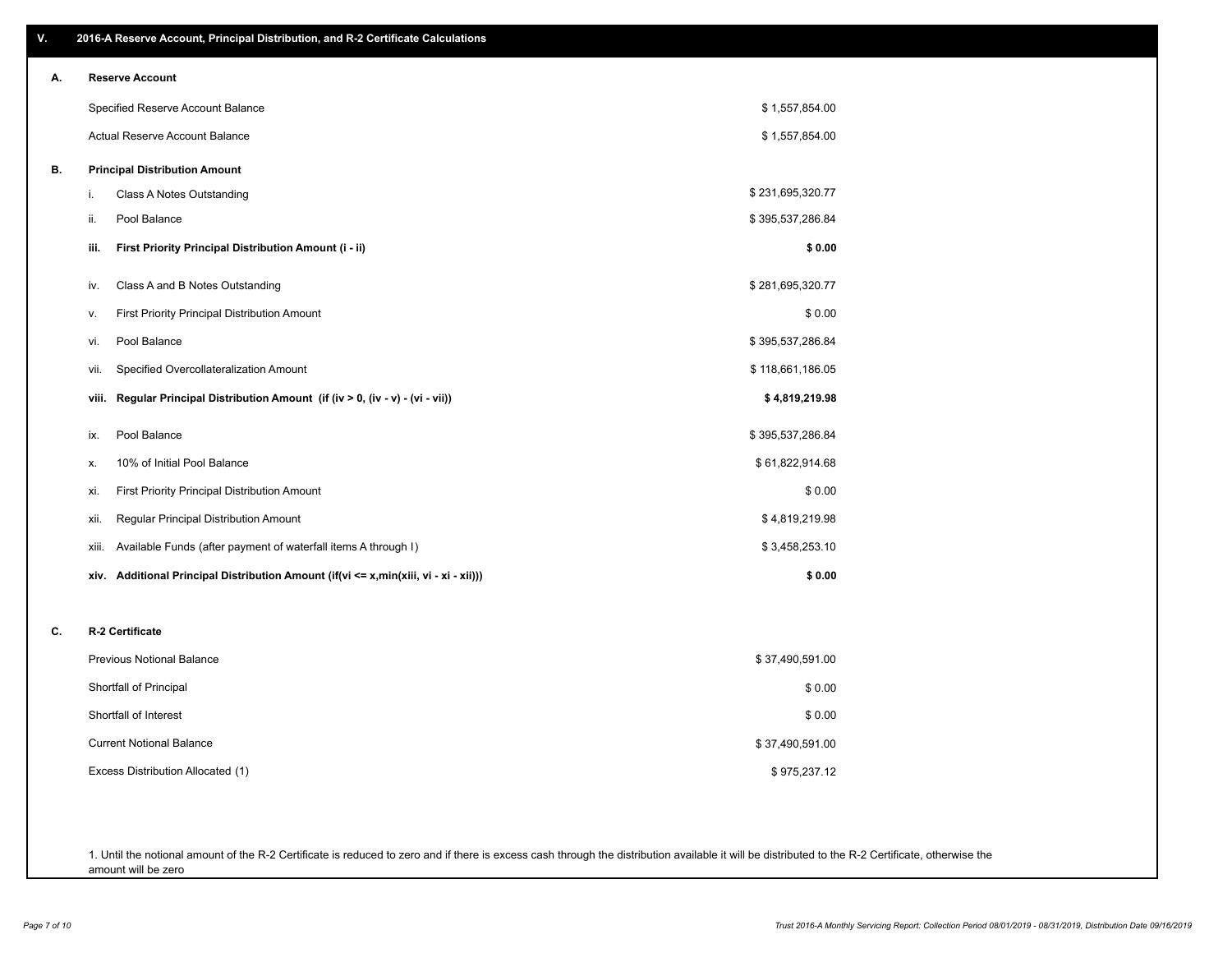## V. 2016-A Reserve Account, Principal Distribution, and R-2 Certificate Calculations

### A. Reserve Account

| | |
|---|---|
| Specified Reserve Account Balance | $ 1,557,854.00 |
| Actual Reserve Account Balance | $ 1,557,854.00 |

### B. Principal Distribution Amount

| | | |
|---|---|---|
| i. | Class A Notes Outstanding | $ 231,695,320.77 |
| ii. | Pool Balance | $ 395,537,286.84 |
| **iii.** | **First Priority Principal Distribution Amount (i - ii)** | **$ 0.00** |
| iv. | Class A and B Notes Outstanding | $ 281,695,320.77 |
| v. | First Priority Principal Distribution Amount | $ 0.00 |
| vi. | Pool Balance | $ 395,537,286.84 |
| vii. | Specified Overcollateralization Amount | $ 118,661,186.05 |
| **viii.** | **Regular Principal Distribution Amount (if (iv > 0, (iv - v) - (vi - vii))** | **$ 4,819,219.98** |
| ix. | Pool Balance | $ 395,537,286.84 |
| x. | 10% of Initial Pool Balance | $ 61,822,914.68 |
| xi. | First Priority Principal Distribution Amount | $ 0.00 |
| xii. | Regular Principal Distribution Amount | $ 4,819,219.98 |
| xiii. | Available Funds (after payment of waterfall items A through I) | $ 3,458,253.10 |
| **xiv.** | **Additional Principal Distribution Amount (if(vi <= x,min(xiii, vi - xi - xii)))** | **$ 0.00** |

### C. R-2 Certificate

| | |
|---|---|
| Previous Notional Balance | $ 37,490,591.00 |
| Shortfall of Principal | $ 0.00 |
| Shortfall of Interest | $ 0.00 |
| Current Notional Balance | $ 37,490,591.00 |
| Excess Distribution Allocated (1) | $ 975,237.12 |

1. Until the notional amount of the R-2 Certificate is reduced to zero and if there is excess cash through the distribution available it will be distributed to the R-2 Certificate, otherwise the amount will be zero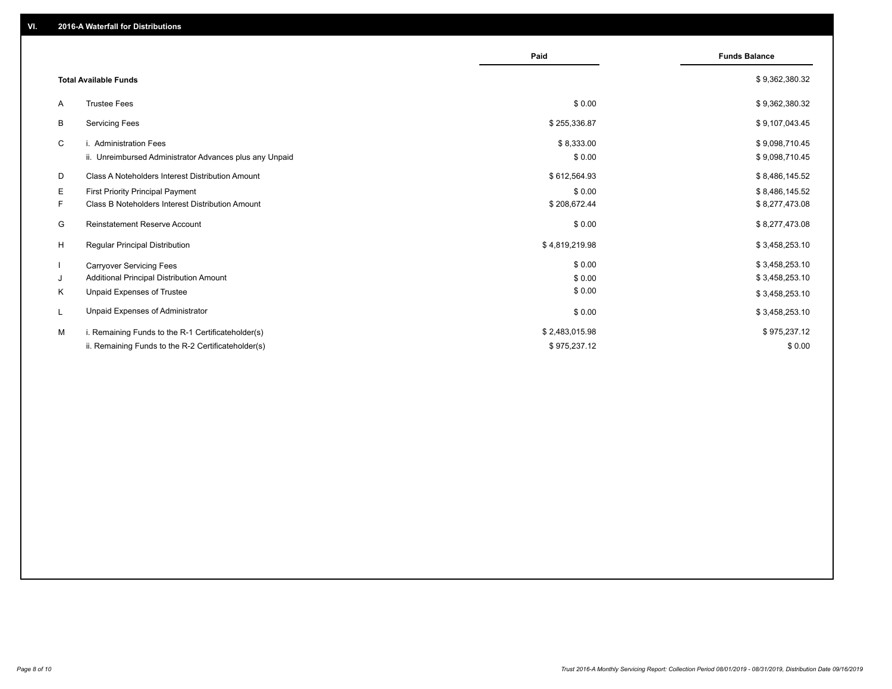## VI. 2016-A Waterfall for Distributions

| | | Paid | Funds Balance |
|---|---|---|---|
| | **Total Available Funds** | | $ 9,362,380.32 |
| A | Trustee Fees | $ 0.00 | $ 9,362,380.32 |
| B | Servicing Fees | $ 255,336.87 | $ 9,107,043.45 |
| C | i. Administration Fees | $ 8,333.00 | $ 9,098,710.45 |
| | ii. Unreimbursed Administrator Advances plus any Unpaid | $ 0.00 | $ 9,098,710.45 |
| D | Class A Noteholders Interest Distribution Amount | $ 612,564.93 | $ 8,486,145.52 |
| E | First Priority Principal Payment | $ 0.00 | $ 8,486,145.52 |
| F | Class B Noteholders Interest Distribution Amount | $ 208,672.44 | $ 8,277,473.08 |
| G | Reinstatement Reserve Account | $ 0.00 | $ 8,277,473.08 |
| H | Regular Principal Distribution | $ 4,819,219.98 | $ 3,458,253.10 |
| I | Carryover Servicing Fees | $ 0.00 | $ 3,458,253.10 |
| J | Additional Principal Distribution Amount | $ 0.00 | $ 3,458,253.10 |
| K | Unpaid Expenses of Trustee | $ 0.00 | $ 3,458,253.10 |
| L | Unpaid Expenses of Administrator | $ 0.00 | $ 3,458,253.10 |
| M | i. Remaining Funds to the R-1 Certificateholder(s) | $ 2,483,015.98 | $ 975,237.12 |
| | ii. Remaining Funds to the R-2 Certificateholder(s) | $ 975,237.12 | $ 0.00 |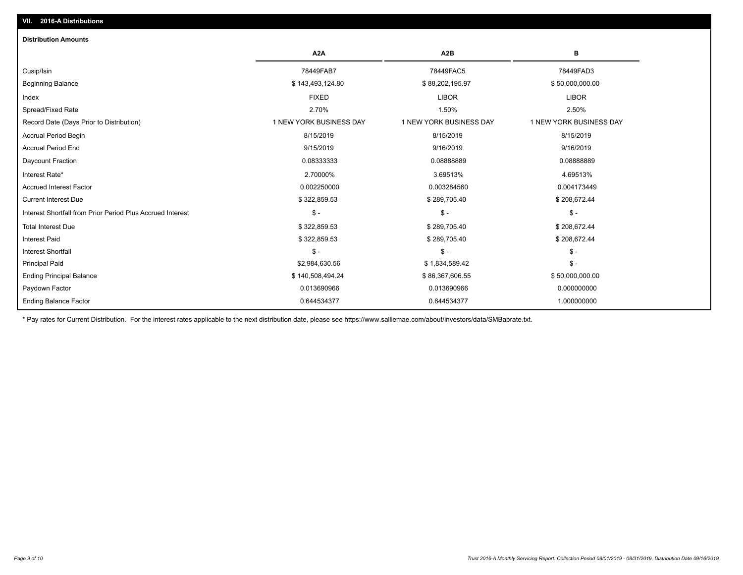## VII. 2016-A Distributions

### Distribution Amounts

| | A2A | A2B | B |
|---|---|---|---|
| Cusip/Isin | 78449FAB7 | 78449FAC5 | 78449FAD3 |
| Beginning Balance | $ 143,493,124.80 | $ 88,202,195.97 | $ 50,000,000.00 |
| Index | FIXED | LIBOR | LIBOR |
| Spread/Fixed Rate | 2.70% | 1.50% | 2.50% |
| Record Date (Days Prior to Distribution) | 1 NEW YORK BUSINESS DAY | 1 NEW YORK BUSINESS DAY | 1 NEW YORK BUSINESS DAY |
| Accrual Period Begin | 8/15/2019 | 8/15/2019 | 8/15/2019 |
| Accrual Period End | 9/15/2019 | 9/16/2019 | 9/16/2019 |
| Daycount Fraction | 0.08333333 | 0.08888889 | 0.08888889 |
| Interest Rate* | 2.70000% | 3.69513% | 4.69513% |
| Accrued Interest Factor | 0.002250000 | 0.003284560 | 0.004173449 |
| Current Interest Due | $ 322,859.53 | $ 289,705.40 | $ 208,672.44 |
| Interest Shortfall from Prior Period Plus Accrued Interest | $ - | $ - | $ - |
| Total Interest Due | $ 322,859.53 | $ 289,705.40 | $ 208,672.44 |
| Interest Paid | $ 322,859.53 | $ 289,705.40 | $ 208,672.44 |
| Interest Shortfall | $ - | $ - | $ - |
| Principal Paid | $2,984,630.56 | $ 1,834,589.42 | $ - |
| Ending Principal Balance | $ 140,508,494.24 | $ 86,367,606.55 | $ 50,000,000.00 |
| Paydown Factor | 0.013690966 | 0.013690966 | 0.000000000 |
| Ending Balance Factor | 0.644534377 | 0.644534377 | 1.000000000 |

* Pay rates for Current Distribution. For the interest rates applicable to the next distribution date, please see https://www.salliemae.com/about/investors/data/SMBabrate.txt.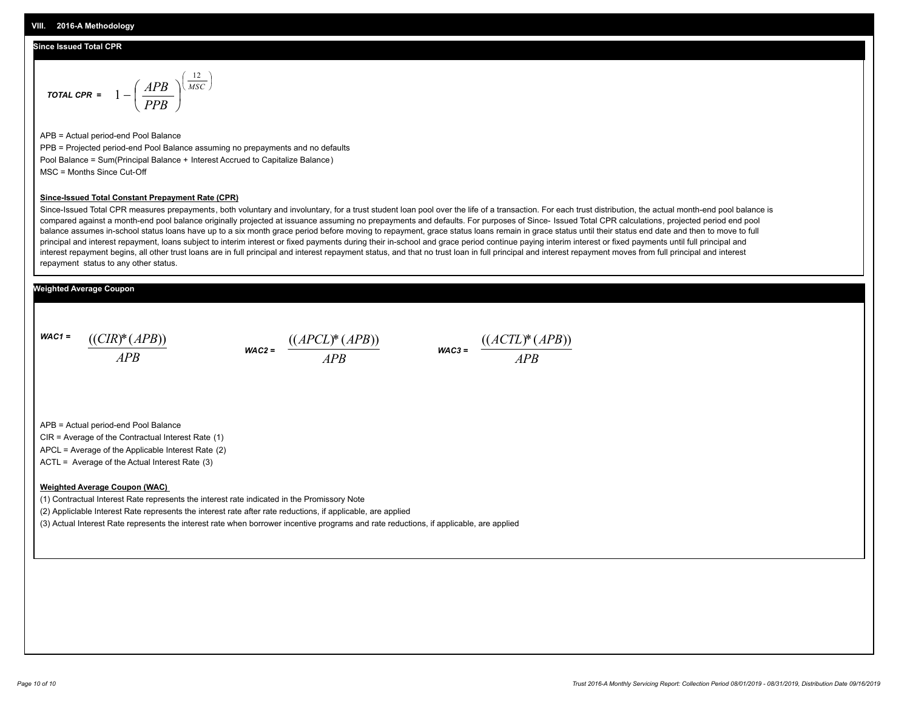## VIII. 2016-A Methodology

### Since Issued Total CPR

$$\textbf{TOTAL CPR} = 1 - \left(\frac{APB}{PPB}\right)^{\left(\frac{12}{MSC}\right)}$$

APB = Actual period-end Pool Balance

PPB = Projected period-end Pool Balance assuming no prepayments and no defaults

Pool Balance = Sum(Principal Balance + Interest Accrued to Capitalize Balance)

MSC = Months Since Cut-Off

**Since-Issued Total Constant Prepayment Rate (CPR)**

Since-Issued Total CPR measures prepayments, both voluntary and involuntary, for a trust student loan pool over the life of a transaction. For each trust distribution, the actual month-end pool balance is compared against a month-end pool balance originally projected at issuance assuming no prepayments and defaults. For purposes of Since- Issued Total CPR calculations, projected period end pool balance assumes in-school status loans have up to a six month grace period before moving to repayment, grace status loans remain in grace status until their status end date and then to move to full principal and interest repayment, loans subject to interim interest or fixed payments during their in-school and grace period continue paying interim interest or fixed payments until full principal and interest repayment begins, all other trust loans are in full principal and interest repayment status, and that no trust loan in full principal and interest repayment moves from full principal and interest repayment status to any other status.

### Weighted Average Coupon

$$\textbf{WAC1} = \frac{((CIR)*(APB))}{APB} \qquad \textbf{WAC2} = \frac{((APCL)*(APB))}{APB} \qquad \textbf{WAC3} = \frac{((ACTL)*(APB))}{APB}$$

APB = Actual period-end Pool Balance

CIR = Average of the Contractual Interest Rate (1)

APCL = Average of the Applicable Interest Rate (2)

ACTL = Average of the Actual Interest Rate (3)

**Weighted Average Coupon (WAC)**

(1) Contractual Interest Rate represents the interest rate indicated in the Promissory Note

(2) Appliclable Interest Rate represents the interest rate after rate reductions, if applicable, are applied

(3) Actual Interest Rate represents the interest rate when borrower incentive programs and rate reductions, if applicable, are applied